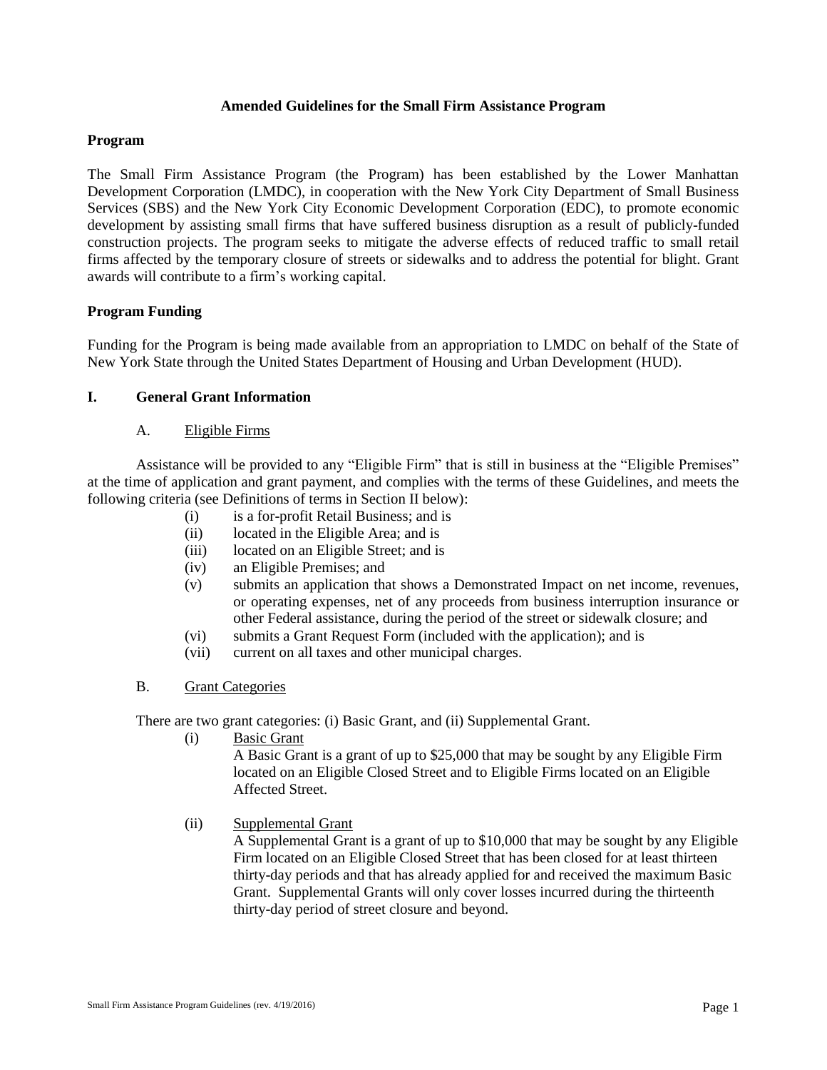# Amended Guidelines for the Small Firm Assistance Program

## Program

The Small Firm Assistance Program (the Program) has been established by the Lower Manhattan Development Corporation (LMDC), in cooperation with the New York City Department of Small Business Services (SBS) and the New York City Economic Development Corporation (EDC), to promote economic development by assisting small firms that have suffered business disruption as a result of publicly-funded construction projects. The program seeks to mitigate the adverse effects of reduced traffic to small retail firms affected by the temporary closure of streets or sidewalks and to address the potential for blight. Grant awards will contribute to a firm's working capital.

## Program Funding

Funding for the Program is being made available from an appropriation to LMDC on behalf of the State of New York State through the United States Department of Housing and Urban Development (HUD).

## I. General Grant Information

### A. Eligible Firms

Assistance will be provided to any "Eligible Firm" that is still in business at the "Eligible Premises" at the time of application and grant payment, and complies with the terms of these Guidelines, and meets the following criteria (see Definitions of terms in Section II below):

- (i) is a for-profit Retail Business; and is
- (ii) located in the Eligible Area; and is
- (iii) located on an Eligible Street; and is
- (iv) an Eligible Premises; and
- (v) submits an application that shows a Demonstrated Impact on net income, revenues, or operating expenses, net of any proceeds from business interruption insurance or other Federal assistance, during the period of the street or sidewalk closure; and
- (vi) submits a Grant Request Form (included with the application); and is
- (vii) current on all taxes and other municipal charges.

### B. Grant Categories

There are two grant categories: (i) Basic Grant, and (ii) Supplemental Grant.

- (i) Basic Grant

  A Basic Grant is a grant of up to $25,000 that may be sought by any Eligible Firm located on an Eligible Closed Street and to Eligible Firms located on an Eligible Affected Street.

- (ii) Supplemental Grant

  A Supplemental Grant is a grant of up to $10,000 that may be sought by any Eligible Firm located on an Eligible Closed Street that has been closed for at least thirteen thirty-day periods and that has already applied for and received the maximum Basic Grant. Supplemental Grants will only cover losses incurred during the thirteenth thirty-day period of street closure and beyond.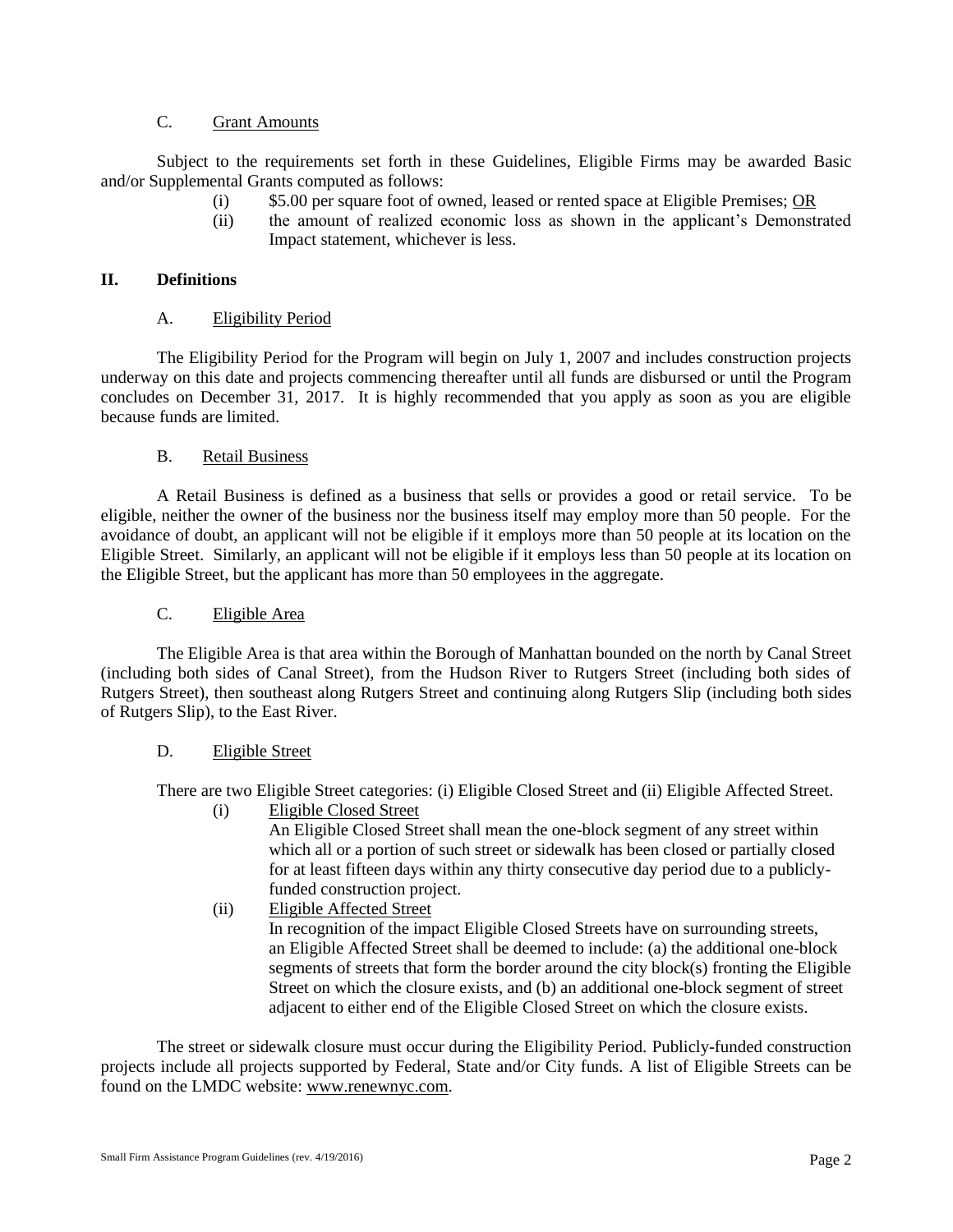### C. Grant Amounts

Subject to the requirements set forth in these Guidelines, Eligible Firms may be awarded Basic and/or Supplemental Grants computed as follows:

- (i) \$5.00 per square foot of owned, leased or rented space at Eligible Premises; OR
- (ii) the amount of realized economic loss as shown in the applicant's Demonstrated Impact statement, whichever is less.

## II. Definitions

### A. Eligibility Period

The Eligibility Period for the Program will begin on July 1, 2007 and includes construction projects underway on this date and projects commencing thereafter until all funds are disbursed or until the Program concludes on December 31, 2017. It is highly recommended that you apply as soon as you are eligible because funds are limited.

### B. Retail Business

A Retail Business is defined as a business that sells or provides a good or retail service. To be eligible, neither the owner of the business nor the business itself may employ more than 50 people. For the avoidance of doubt, an applicant will not be eligible if it employs more than 50 people at its location on the Eligible Street. Similarly, an applicant will not be eligible if it employs less than 50 people at its location on the Eligible Street, but the applicant has more than 50 employees in the aggregate.

### C. Eligible Area

The Eligible Area is that area within the Borough of Manhattan bounded on the north by Canal Street (including both sides of Canal Street), from the Hudson River to Rutgers Street (including both sides of Rutgers Street), then southeast along Rutgers Street and continuing along Rutgers Slip (including both sides of Rutgers Slip), to the East River.

### D. Eligible Street

There are two Eligible Street categories: (i) Eligible Closed Street and (ii) Eligible Affected Street.

- (i) Eligible Closed Street
  An Eligible Closed Street shall mean the one-block segment of any street within which all or a portion of such street or sidewalk has been closed or partially closed for at least fifteen days within any thirty consecutive day period due to a publicly-funded construction project.
- (ii) Eligible Affected Street
  In recognition of the impact Eligible Closed Streets have on surrounding streets, an Eligible Affected Street shall be deemed to include: (a) the additional one-block segments of streets that form the border around the city block(s) fronting the Eligible Street on which the closure exists, and (b) an additional one-block segment of street adjacent to either end of the Eligible Closed Street on which the closure exists.

The street or sidewalk closure must occur during the Eligibility Period. Publicly-funded construction projects include all projects supported by Federal, State and/or City funds. A list of Eligible Streets can be found on the LMDC website: www.renewnyc.com.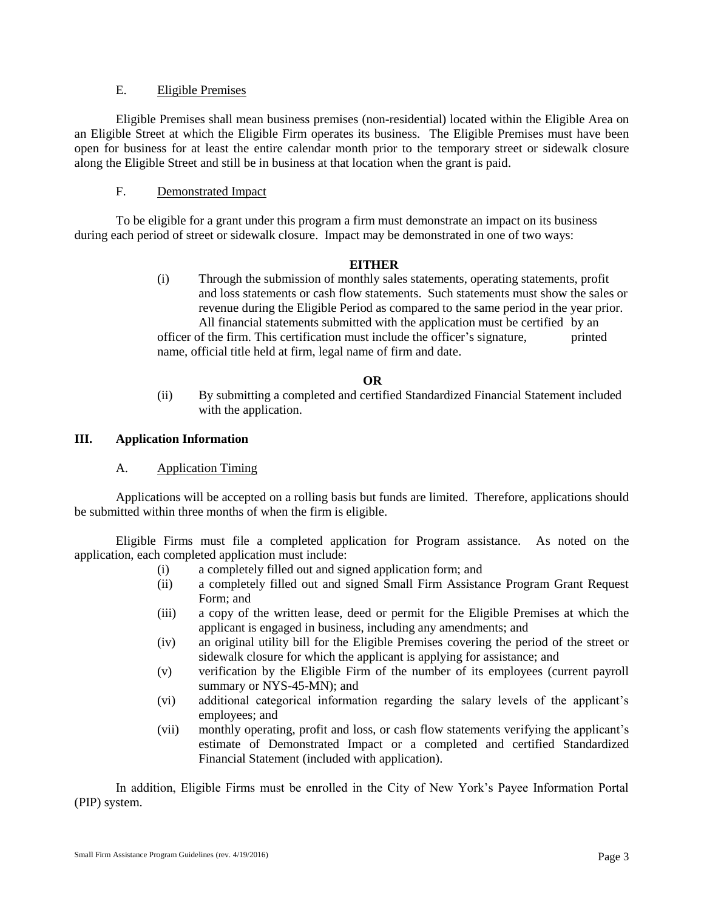E. Eligible Premises

Eligible Premises shall mean business premises (non-residential) located within the Eligible Area on an Eligible Street at which the Eligible Firm operates its business. The Eligible Premises must have been open for business for at least the entire calendar month prior to the temporary street or sidewalk closure along the Eligible Street and still be in business at that location when the grant is paid.

F. Demonstrated Impact

To be eligible for a grant under this program a firm must demonstrate an impact on its business during each period of street or sidewalk closure. Impact may be demonstrated in one of two ways:

**EITHER**

(i) Through the submission of monthly sales statements, operating statements, profit and loss statements or cash flow statements. Such statements must show the sales or revenue during the Eligible Period as compared to the same period in the year prior. All financial statements submitted with the application must be certified by an officer of the firm. This certification must include the officer's signature, printed name, official title held at firm, legal name of firm and date.

**OR**

(ii) By submitting a completed and certified Standardized Financial Statement included with the application.

## III. Application Information

A. Application Timing

Applications will be accepted on a rolling basis but funds are limited. Therefore, applications should be submitted within three months of when the firm is eligible.

Eligible Firms must file a completed application for Program assistance. As noted on the application, each completed application must include:

(i) a completely filled out and signed application form; and
(ii) a completely filled out and signed Small Firm Assistance Program Grant Request Form; and
(iii) a copy of the written lease, deed or permit for the Eligible Premises at which the applicant is engaged in business, including any amendments; and
(iv) an original utility bill for the Eligible Premises covering the period of the street or sidewalk closure for which the applicant is applying for assistance; and
(v) verification by the Eligible Firm of the number of its employees (current payroll summary or NYS-45-MN); and
(vi) additional categorical information regarding the salary levels of the applicant's employees; and
(vii) monthly operating, profit and loss, or cash flow statements verifying the applicant's estimate of Demonstrated Impact or a completed and certified Standardized Financial Statement (included with application).

In addition, Eligible Firms must be enrolled in the City of New York's Payee Information Portal (PIP) system.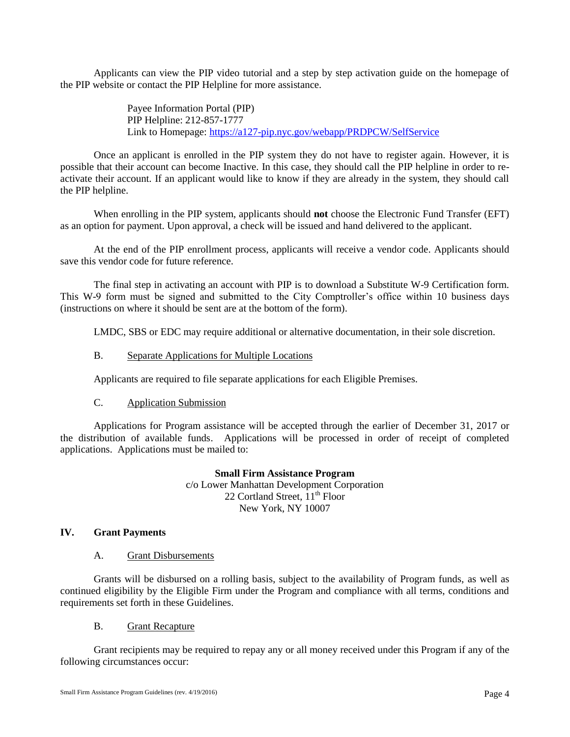Applicants can view the PIP video tutorial and a step by step activation guide on the homepage of the PIP website or contact the PIP Helpline for more assistance.

> Payee Information Portal (PIP)
> PIP Helpline: 212-857-1777
> Link to Homepage: [https://a127-pip.nyc.gov/webapp/PRDPCW/SelfService](https://a127-pip.nyc.gov/webapp/PRDPCW/SelfService)

Once an applicant is enrolled in the PIP system they do not have to register again. However, it is possible that their account can become Inactive. In this case, they should call the PIP helpline in order to re-activate their account. If an applicant would like to know if they are already in the system, they should call the PIP helpline.

When enrolling in the PIP system, applicants should **not** choose the Electronic Fund Transfer (EFT) as an option for payment. Upon approval, a check will be issued and hand delivered to the applicant.

At the end of the PIP enrollment process, applicants will receive a vendor code. Applicants should save this vendor code for future reference.

The final step in activating an account with PIP is to download a Substitute W-9 Certification form. This W-9 form must be signed and submitted to the City Comptroller's office within 10 business days (instructions on where it should be sent are at the bottom of the form).

LMDC, SBS or EDC may require additional or alternative documentation, in their sole discretion.

B. Separate Applications for Multiple Locations

Applicants are required to file separate applications for each Eligible Premises.

C. Application Submission

Applications for Program assistance will be accepted through the earlier of December 31, 2017 or the distribution of available funds. Applications will be processed in order of receipt of completed applications. Applications must be mailed to:

**Small Firm Assistance Program**
c/o Lower Manhattan Development Corporation
22 Cortland Street, 11th Floor
New York, NY 10007

## IV. Grant Payments

A. Grant Disbursements

Grants will be disbursed on a rolling basis, subject to the availability of Program funds, as well as continued eligibility by the Eligible Firm under the Program and compliance with all terms, conditions and requirements set forth in these Guidelines.

B. Grant Recapture

Grant recipients may be required to repay any or all money received under this Program if any of the following circumstances occur: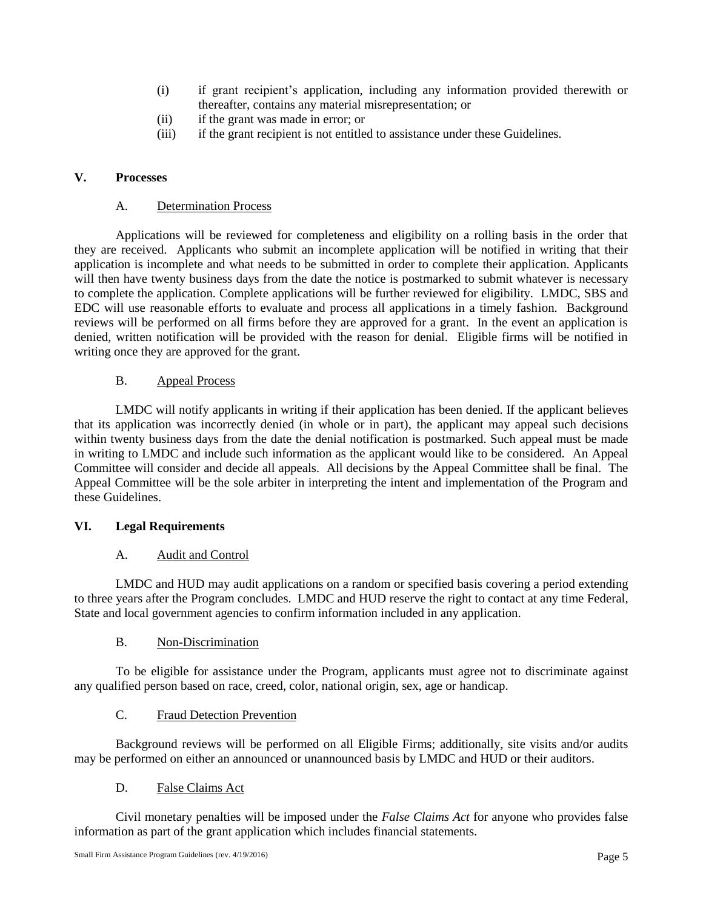(i) if grant recipient's application, including any information provided therewith or thereafter, contains any material misrepresentation; or
(ii) if the grant was made in error; or
(iii) if the grant recipient is not entitled to assistance under these Guidelines.

## V. Processes

### A. Determination Process

Applications will be reviewed for completeness and eligibility on a rolling basis in the order that they are received. Applicants who submit an incomplete application will be notified in writing that their application is incomplete and what needs to be submitted in order to complete their application. Applicants will then have twenty business days from the date the notice is postmarked to submit whatever is necessary to complete the application. Complete applications will be further reviewed for eligibility. LMDC, SBS and EDC will use reasonable efforts to evaluate and process all applications in a timely fashion. Background reviews will be performed on all firms before they are approved for a grant. In the event an application is denied, written notification will be provided with the reason for denial. Eligible firms will be notified in writing once they are approved for the grant.

### B. Appeal Process

LMDC will notify applicants in writing if their application has been denied. If the applicant believes that its application was incorrectly denied (in whole or in part), the applicant may appeal such decisions within twenty business days from the date the denial notification is postmarked. Such appeal must be made in writing to LMDC and include such information as the applicant would like to be considered. An Appeal Committee will consider and decide all appeals. All decisions by the Appeal Committee shall be final. The Appeal Committee will be the sole arbiter in interpreting the intent and implementation of the Program and these Guidelines.

## VI. Legal Requirements

### A. Audit and Control

LMDC and HUD may audit applications on a random or specified basis covering a period extending to three years after the Program concludes. LMDC and HUD reserve the right to contact at any time Federal, State and local government agencies to confirm information included in any application.

### B. Non-Discrimination

To be eligible for assistance under the Program, applicants must agree not to discriminate against any qualified person based on race, creed, color, national origin, sex, age or handicap.

### C. Fraud Detection Prevention

Background reviews will be performed on all Eligible Firms; additionally, site visits and/or audits may be performed on either an announced or unannounced basis by LMDC and HUD or their auditors.

### D. False Claims Act

Civil monetary penalties will be imposed under the *False Claims Act* for anyone who provides false information as part of the grant application which includes financial statements.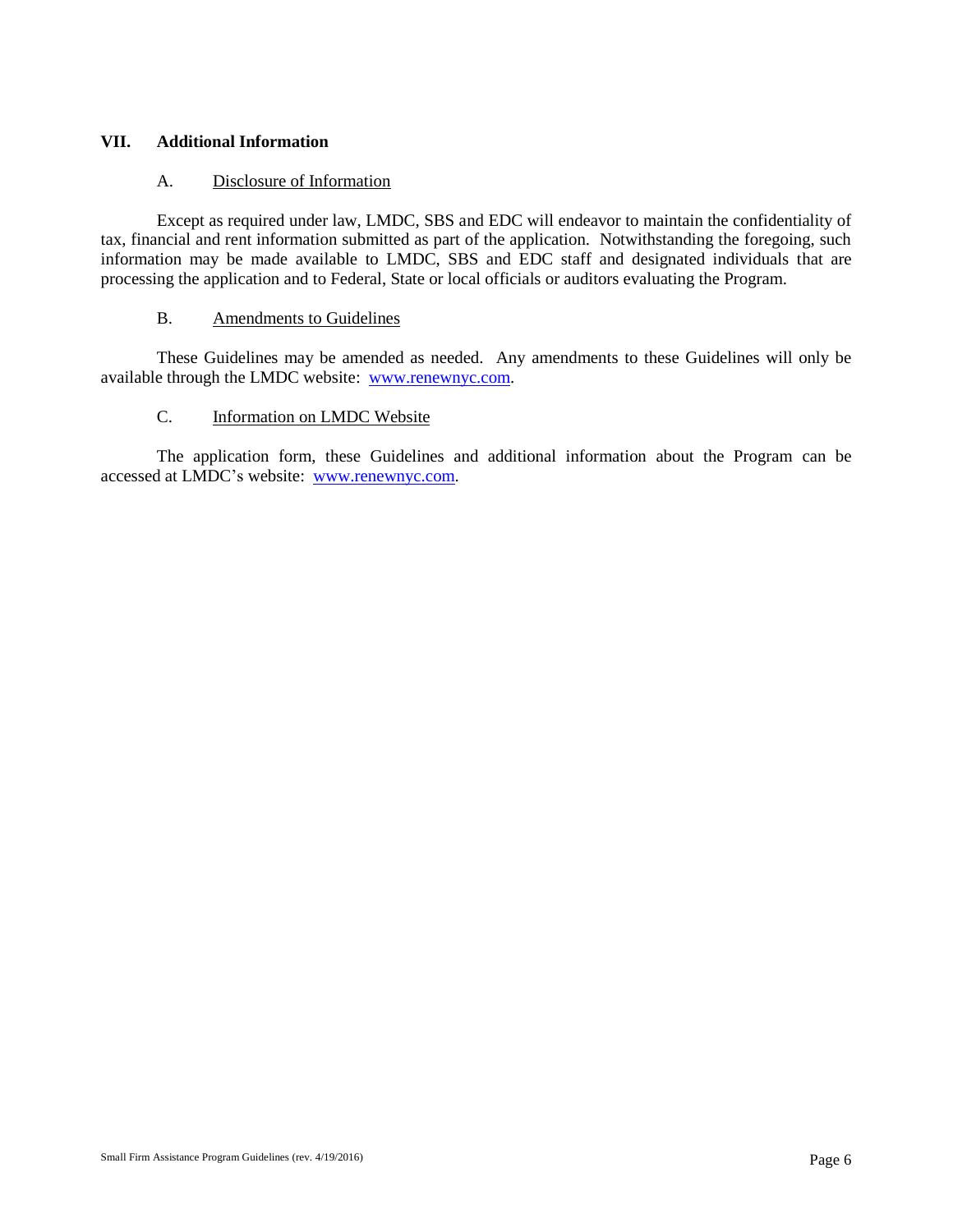## VII. Additional Information

### A. Disclosure of Information

Except as required under law, LMDC, SBS and EDC will endeavor to maintain the confidentiality of tax, financial and rent information submitted as part of the application. Notwithstanding the foregoing, such information may be made available to LMDC, SBS and EDC staff and designated individuals that are processing the application and to Federal, State or local officials or auditors evaluating the Program.

### B. Amendments to Guidelines

These Guidelines may be amended as needed. Any amendments to these Guidelines will only be available through the LMDC website: www.renewnyc.com.

### C. Information on LMDC Website

The application form, these Guidelines and additional information about the Program can be accessed at LMDC's website: www.renewnyc.com.